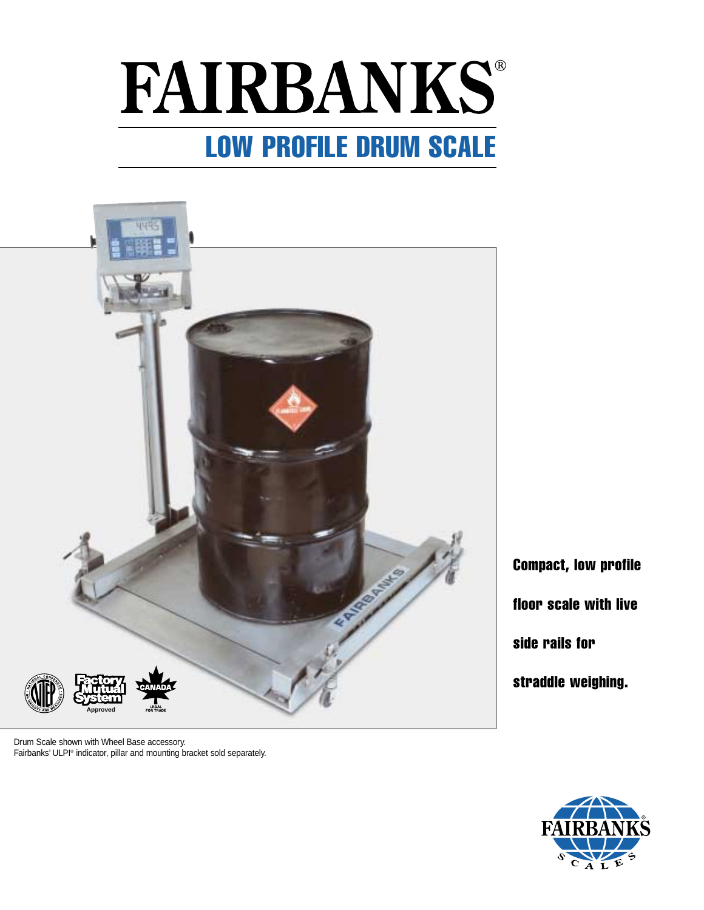# FAIRBANKS®

## LOW PROFILE DRUM SCALE

**Compact, low profile floor scale with live side rails for straddle weighing.**

Drum Scale shown with Wheel Base accessory.
Fairbanks' ULPI® indicator, pillar and mounting bracket sold separately.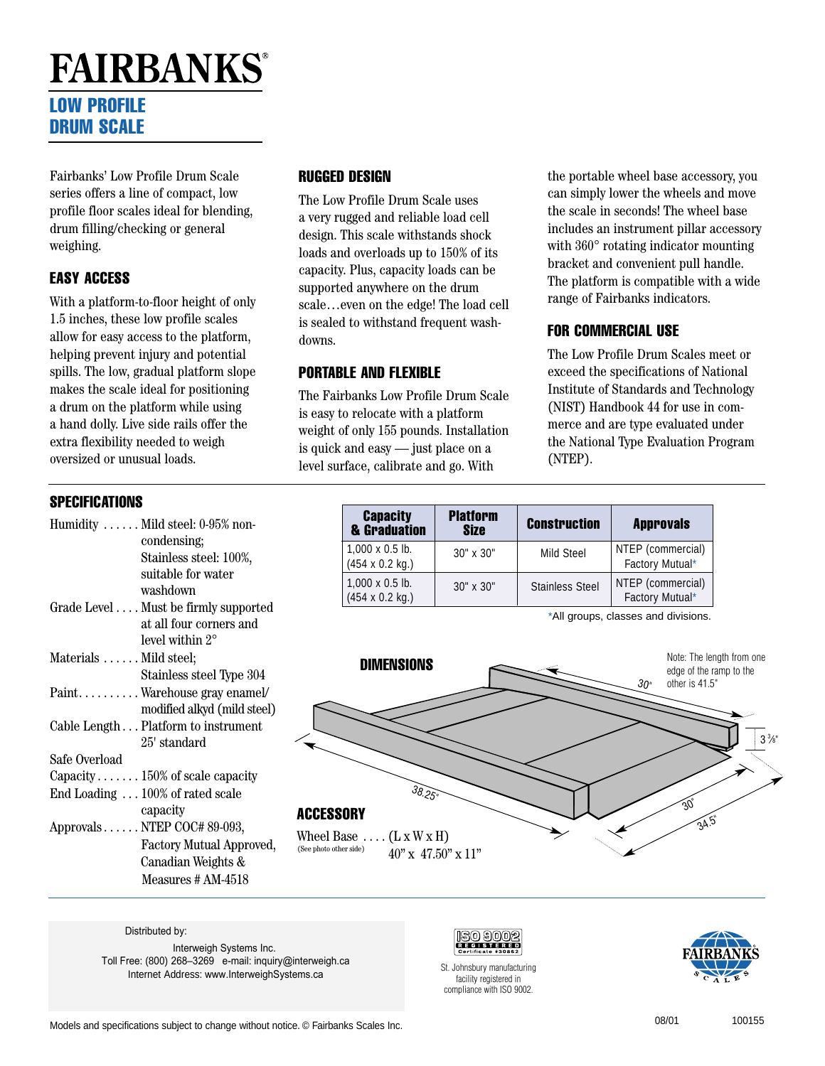# FAIRBANKS®

## LOW PROFILE DRUM SCALE

Fairbanks' Low Profile Drum Scale series offers a line of compact, low profile floor scales ideal for blending, drum filling/checking or general weighing.

### EASY ACCESS

With a platform-to-floor height of only 1.5 inches, these low profile scales allow for easy access to the platform, helping prevent injury and potential spills. The low, gradual platform slope makes the scale ideal for positioning a drum on the platform while using a hand dolly. Live side rails offer the extra flexibility needed to weigh oversized or unusual loads.

### RUGGED DESIGN

The Low Profile Drum Scale uses a very rugged and reliable load cell design. This scale withstands shock loads and overloads up to 150% of its capacity. Plus, capacity loads can be supported anywhere on the drum scale…even on the edge! The load cell is sealed to withstand frequent wash-downs.

### PORTABLE AND FLEXIBLE

The Fairbanks Low Profile Drum Scale is easy to relocate with a platform weight of only 155 pounds. Installation is quick and easy — just place on a level surface, calibrate and go. With the portable wheel base accessory, you can simply lower the wheels and move the scale in seconds! The wheel base includes an instrument pillar accessory with 360° rotating indicator mounting bracket and convenient pull handle. The platform is compatible with a wide range of Fairbanks indicators.

### FOR COMMERCIAL USE

The Low Profile Drum Scales meet or exceed the specifications of National Institute of Standards and Technology (NIST) Handbook 44 for use in commerce and are type evaluated under the National Type Evaluation Program (NTEP).

### SPECIFICATIONS

Humidity . . . . . . Mild steel: 0-95% non-condensing; Stainless steel: 100%, suitable for water washdown

Grade Level . . . . Must be firmly supported at all four corners and level within 2°

Materials . . . . . . Mild steel; Stainless steel Type 304

Paint. . . . . . . . . . Warehouse gray enamel/ modified alkyd (mild steel)

Cable Length . . . Platform to instrument 25' standard

Safe Overload Capacity . . . . . . . 150% of scale capacity

End Loading . . . 100% of rated scale capacity

Approvals . . . . . . NTEP COC# 89-093, Factory Mutual Approved, Canadian Weights & Measures # AM-4518

| Capacity & Graduation | Platform Size | Construction | Approvals |
|---|---|---|---|
| 1,000 x 0.5 lb. (454 x 0.2 kg.) | 30" x 30" | Mild Steel | NTEP (commercial) Factory Mutual* |
| 1,000 x 0.5 lb. (454 x 0.2 kg.) | 30" x 30" | Stainless Steel | NTEP (commercial) Factory Mutual* |

*All groups, classes and divisions.

### DIMENSIONS

Note: The length from one edge of the ramp to the other is 41.5"

30"

3⅜"

38.25"

30"

34.5"

### ACCESSORY

Wheel Base . . . . (L x W x H) 40" x 47.50" x 11"
(See photo other side)

Distributed by:

Interweigh Systems Inc.
Toll Free: (800) 268–3269 e-mail: inquiry@interweigh.ca
Internet Address: www.InterweighSystems.ca

ISO 9002 REGISTERED Certificate #30862

St. Johnsbury manufacturing facility registered in compliance with ISO 9002.

FAIRBANKS SCALES

Models and specifications subject to change without notice. © Fairbanks Scales Inc.

08/01 100155